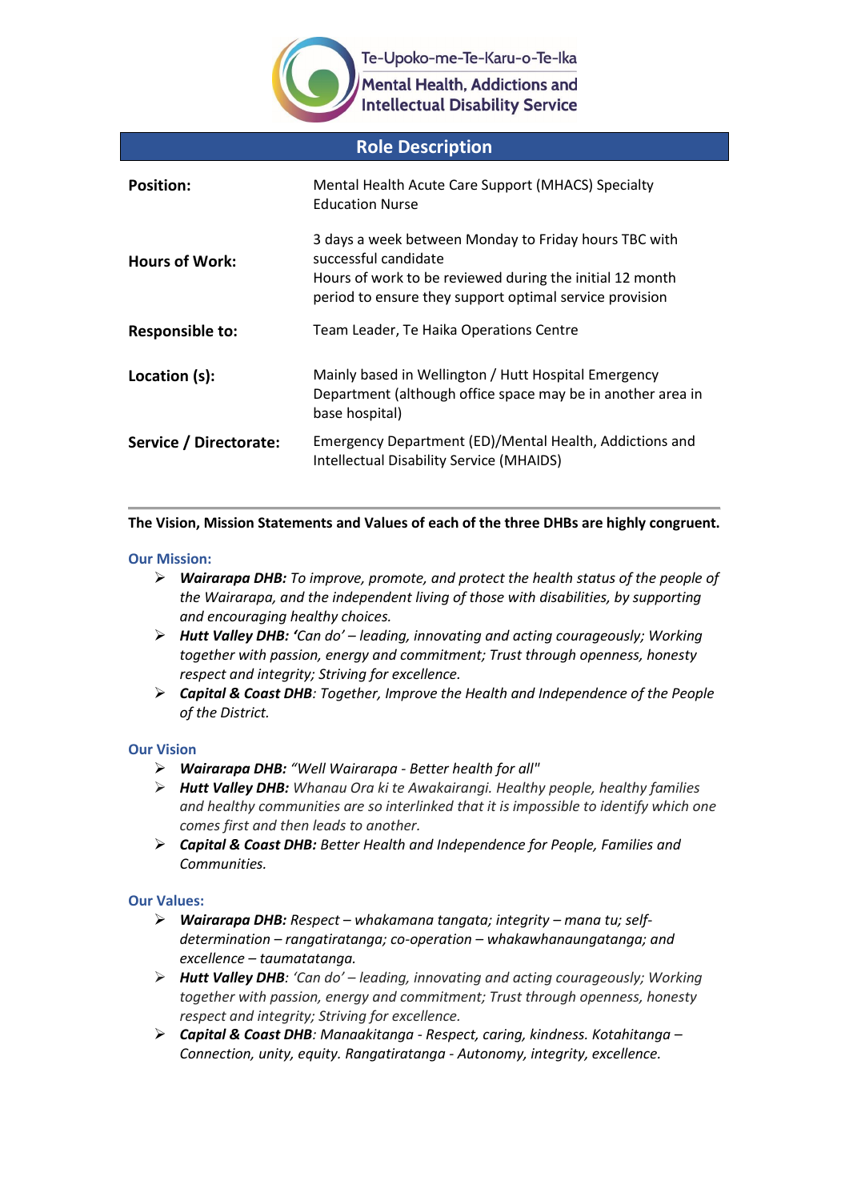Te-Upoko-me-Te-Karu-o-Te-Ika

Mental Health, Addictions and Intellectual Disability Service

# Role Description

| | |
|---|---|
| **Position:** | Mental Health Acute Care Support (MHACS) Specialty Education Nurse |
| **Hours of Work:** | 3 days a week between Monday to Friday hours TBC with successful candidate<br>Hours of work to be reviewed during the initial 12 month period to ensure they support optimal service provision |
| **Responsible to:** | Team Leader, Te Haika Operations Centre |
| **Location (s):** | Mainly based in Wellington / Hutt Hospital Emergency Department (although office space may be in another area in base hospital) |
| **Service / Directorate:** | Emergency Department (ED)/Mental Health, Addictions and Intellectual Disability Service (MHAIDS) |

---

**The Vision, Mission Statements and Values of each of the three DHBs are highly congruent.**

### Our Mission:

- ***Wairarapa DHB:*** *To improve, promote, and protect the health status of the people of the Wairarapa, and the independent living of those with disabilities, by supporting and encouraging healthy choices.*
- ***Hutt Valley DHB: '****Can do' – leading, innovating and acting courageously; Working together with passion, energy and commitment; Trust through openness, honesty respect and integrity; Striving for excellence.*
- ***Capital & Coast DHB****: Together, Improve the Health and Independence of the People of the District.*

### Our Vision

- ***Wairarapa DHB:*** *"Well Wairarapa - Better health for all"*
- ***Hutt Valley DHB:*** *Whanau Ora ki te Awakairangi. Healthy people, healthy families and healthy communities are so interlinked that it is impossible to identify which one comes first and then leads to another.*
- ***Capital & Coast DHB:*** *Better Health and Independence for People, Families and Communities.*

### Our Values:

- ***Wairarapa DHB:*** *Respect – whakamana tangata; integrity – mana tu; self-determination – rangatiratanga; co-operation – whakawhanaungatanga; and excellence – taumatatanga.*
- ***Hutt Valley DHB****: 'Can do' – leading, innovating and acting courageously; Working together with passion, energy and commitment; Trust through openness, honesty respect and integrity; Striving for excellence.*
- ***Capital & Coast DHB****: Manaakitanga - Respect, caring, kindness. Kotahitanga – Connection, unity, equity. Rangatiratanga - Autonomy, integrity, excellence.*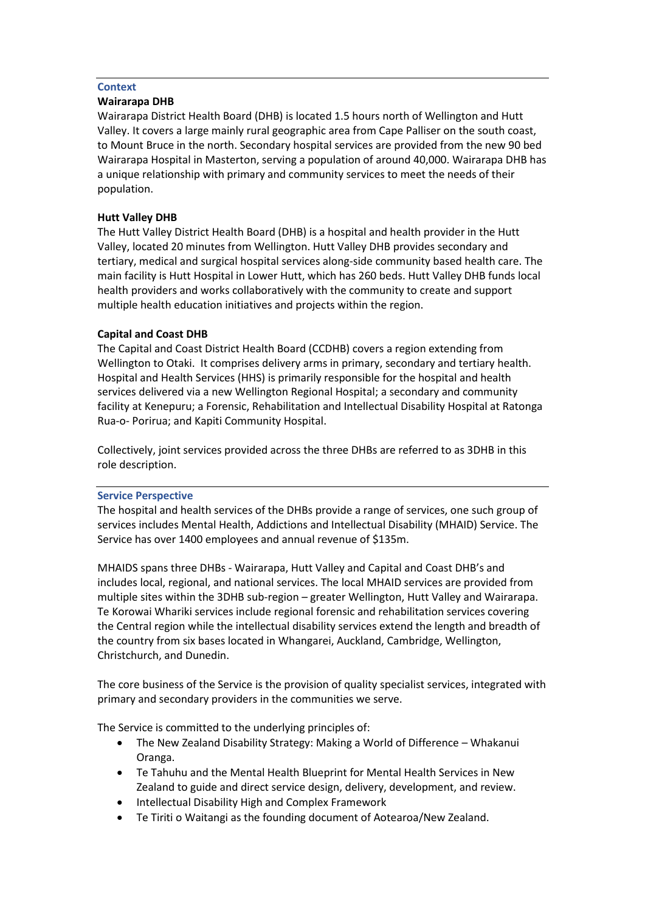## Context

### Wairarapa DHB

Wairarapa District Health Board (DHB) is located 1.5 hours north of Wellington and Hutt Valley. It covers a large mainly rural geographic area from Cape Palliser on the south coast, to Mount Bruce in the north. Secondary hospital services are provided from the new 90 bed Wairarapa Hospital in Masterton, serving a population of around 40,000. Wairarapa DHB has a unique relationship with primary and community services to meet the needs of their population.

### Hutt Valley DHB

The Hutt Valley District Health Board (DHB) is a hospital and health provider in the Hutt Valley, located 20 minutes from Wellington. Hutt Valley DHB provides secondary and tertiary, medical and surgical hospital services along-side community based health care. The main facility is Hutt Hospital in Lower Hutt, which has 260 beds. Hutt Valley DHB funds local health providers and works collaboratively with the community to create and support multiple health education initiatives and projects within the region.

### Capital and Coast DHB

The Capital and Coast District Health Board (CCDHB) covers a region extending from Wellington to Otaki. It comprises delivery arms in primary, secondary and tertiary health. Hospital and Health Services (HHS) is primarily responsible for the hospital and health services delivered via a new Wellington Regional Hospital; a secondary and community facility at Kenepuru; a Forensic, Rehabilitation and Intellectual Disability Hospital at Ratonga Rua-o- Porirua; and Kapiti Community Hospital.

Collectively, joint services provided across the three DHBs are referred to as 3DHB in this role description.

## Service Perspective

The hospital and health services of the DHBs provide a range of services, one such group of services includes Mental Health, Addictions and Intellectual Disability (MHAID) Service. The Service has over 1400 employees and annual revenue of $135m.

MHAIDS spans three DHBs - Wairarapa, Hutt Valley and Capital and Coast DHB's and includes local, regional, and national services. The local MHAID services are provided from multiple sites within the 3DHB sub-region – greater Wellington, Hutt Valley and Wairarapa. Te Korowai Whariki services include regional forensic and rehabilitation services covering the Central region while the intellectual disability services extend the length and breadth of the country from six bases located in Whangarei, Auckland, Cambridge, Wellington, Christchurch, and Dunedin.

The core business of the Service is the provision of quality specialist services, integrated with primary and secondary providers in the communities we serve.

The Service is committed to the underlying principles of:

- The New Zealand Disability Strategy: Making a World of Difference – Whakanui Oranga.
- Te Tahuhu and the Mental Health Blueprint for Mental Health Services in New Zealand to guide and direct service design, delivery, development, and review.
- Intellectual Disability High and Complex Framework
- Te Tiriti o Waitangi as the founding document of Aotearoa/New Zealand.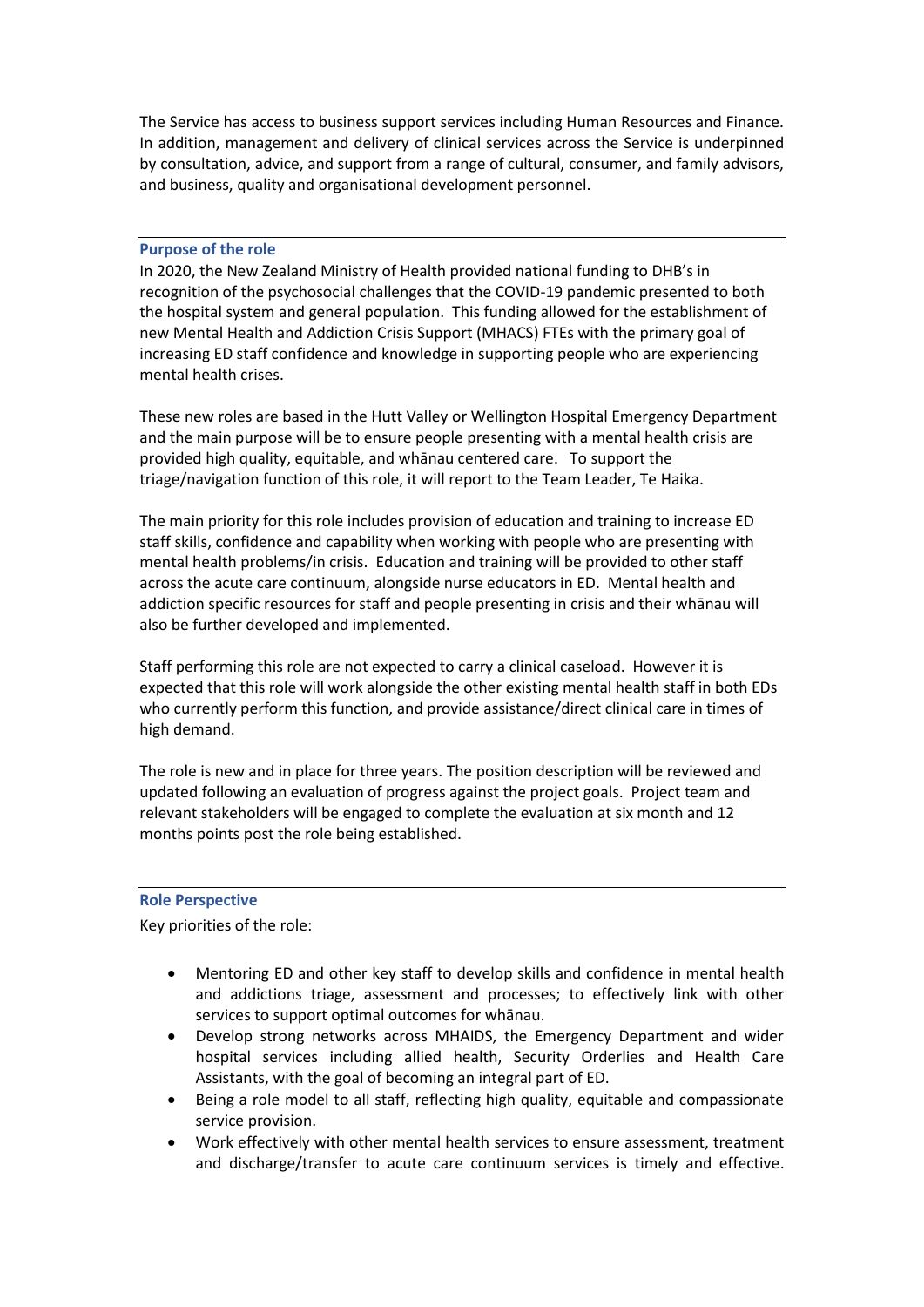The Service has access to business support services including Human Resources and Finance. In addition, management and delivery of clinical services across the Service is underpinned by consultation, advice, and support from a range of cultural, consumer, and family advisors, and business, quality and organisational development personnel.

## Purpose of the role

In 2020, the New Zealand Ministry of Health provided national funding to DHB's in recognition of the psychosocial challenges that the COVID-19 pandemic presented to both the hospital system and general population. This funding allowed for the establishment of new Mental Health and Addiction Crisis Support (MHACS) FTEs with the primary goal of increasing ED staff confidence and knowledge in supporting people who are experiencing mental health crises.

These new roles are based in the Hutt Valley or Wellington Hospital Emergency Department and the main purpose will be to ensure people presenting with a mental health crisis are provided high quality, equitable, and whānau centered care. To support the triage/navigation function of this role, it will report to the Team Leader, Te Haika.

The main priority for this role includes provision of education and training to increase ED staff skills, confidence and capability when working with people who are presenting with mental health problems/in crisis. Education and training will be provided to other staff across the acute care continuum, alongside nurse educators in ED. Mental health and addiction specific resources for staff and people presenting in crisis and their whānau will also be further developed and implemented.

Staff performing this role are not expected to carry a clinical caseload. However it is expected that this role will work alongside the other existing mental health staff in both EDs who currently perform this function, and provide assistance/direct clinical care in times of high demand.

The role is new and in place for three years. The position description will be reviewed and updated following an evaluation of progress against the project goals. Project team and relevant stakeholders will be engaged to complete the evaluation at six month and 12 months points post the role being established.

## Role Perspective

Key priorities of the role:

- Mentoring ED and other key staff to develop skills and confidence in mental health and addictions triage, assessment and processes; to effectively link with other services to support optimal outcomes for whānau.
- Develop strong networks across MHAIDS, the Emergency Department and wider hospital services including allied health, Security Orderlies and Health Care Assistants, with the goal of becoming an integral part of ED.
- Being a role model to all staff, reflecting high quality, equitable and compassionate service provision.
- Work effectively with other mental health services to ensure assessment, treatment and discharge/transfer to acute care continuum services is timely and effective.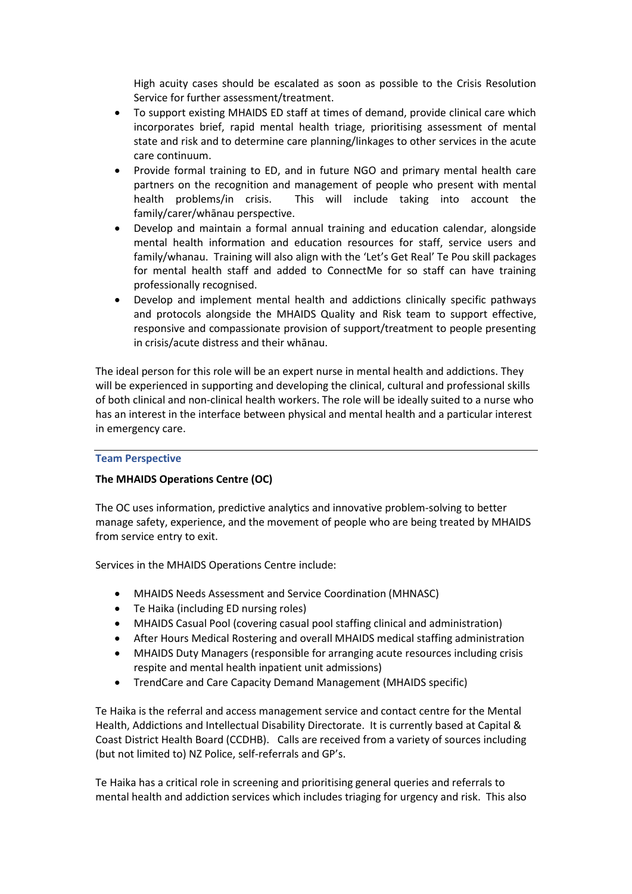High acuity cases should be escalated as soon as possible to the Crisis Resolution Service for further assessment/treatment.

- To support existing MHAIDS ED staff at times of demand, provide clinical care which incorporates brief, rapid mental health triage, prioritising assessment of mental state and risk and to determine care planning/linkages to other services in the acute care continuum.
- Provide formal training to ED, and in future NGO and primary mental health care partners on the recognition and management of people who present with mental health problems/in crisis. This will include taking into account the family/carer/whānau perspective.
- Develop and maintain a formal annual training and education calendar, alongside mental health information and education resources for staff, service users and family/whanau. Training will also align with the 'Let's Get Real' Te Pou skill packages for mental health staff and added to ConnectMe for so staff can have training professionally recognised.
- Develop and implement mental health and addictions clinically specific pathways and protocols alongside the MHAIDS Quality and Risk team to support effective, responsive and compassionate provision of support/treatment to people presenting in crisis/acute distress and their whānau.

The ideal person for this role will be an expert nurse in mental health and addictions. They will be experienced in supporting and developing the clinical, cultural and professional skills of both clinical and non-clinical health workers. The role will be ideally suited to a nurse who has an interest in the interface between physical and mental health and a particular interest in emergency care.

---

## Team Perspective

**The MHAIDS Operations Centre (OC)**

The OC uses information, predictive analytics and innovative problem-solving to better manage safety, experience, and the movement of people who are being treated by MHAIDS from service entry to exit.

Services in the MHAIDS Operations Centre include:

- MHAIDS Needs Assessment and Service Coordination (MHNASC)
- Te Haika (including ED nursing roles)
- MHAIDS Casual Pool (covering casual pool staffing clinical and administration)
- After Hours Medical Rostering and overall MHAIDS medical staffing administration
- MHAIDS Duty Managers (responsible for arranging acute resources including crisis respite and mental health inpatient unit admissions)
- TrendCare and Care Capacity Demand Management (MHAIDS specific)

Te Haika is the referral and access management service and contact centre for the Mental Health, Addictions and Intellectual Disability Directorate. It is currently based at Capital & Coast District Health Board (CCDHB). Calls are received from a variety of sources including (but not limited to) NZ Police, self-referrals and GP's.

Te Haika has a critical role in screening and prioritising general queries and referrals to mental health and addiction services which includes triaging for urgency and risk. This also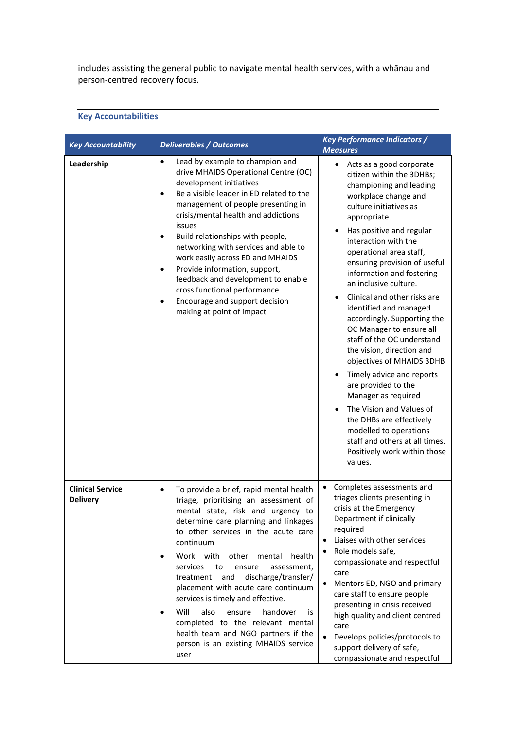includes assisting the general public to navigate mental health services, with a whānau and person-centred recovery focus.

## Key Accountabilities

| *Key Accountability* | *Deliverables / Outcomes* | *Key Performance Indicators / Measures* |
|---|---|---|
| **Leadership** | • Lead by example to champion and drive MHAIDS Operational Centre (OC) development initiatives<br>• Be a visible leader in ED related to the management of people presenting in crisis/mental health and addictions issues<br>• Build relationships with people, networking with services and able to work easily across ED and MHAIDS<br>• Provide information, support, feedback and development to enable cross functional performance<br>• Encourage and support decision making at point of impact | • Acts as a good corporate citizen within the 3DHBs; championing and leading workplace change and culture initiatives as appropriate.<br>• Has positive and regular interaction with the operational area staff, ensuring provision of useful information and fostering an inclusive culture.<br>• Clinical and other risks are identified and managed accordingly. Supporting the OC Manager to ensure all staff of the OC understand the vision, direction and objectives of MHAIDS 3DHB<br>• Timely advice and reports are provided to the Manager as required<br>• The Vision and Values of the DHBs are effectively modelled to operations staff and others at all times. Positively work within those values. |
| **Clinical Service Delivery** | • To provide a brief, rapid mental health triage, prioritising an assessment of mental state, risk and urgency to determine care planning and linkages to other services in the acute care continuum<br>• Work with other mental health services to ensure assessment, treatment and discharge/transfer/ placement with acute care continuum services is timely and effective.<br>• Will also ensure handover is completed to the relevant mental health team and NGO partners if the person is an existing MHAIDS service user | • Completes assessments and triages clients presenting in crisis at the Emergency Department if clinically required<br>• Liaises with other services<br>• Role models safe, compassionate and respectful care<br>• Mentors ED, NGO and primary care staff to ensure people presenting in crisis received high quality and client centred care<br>• Develops policies/protocols to support delivery of safe, compassionate and respectful |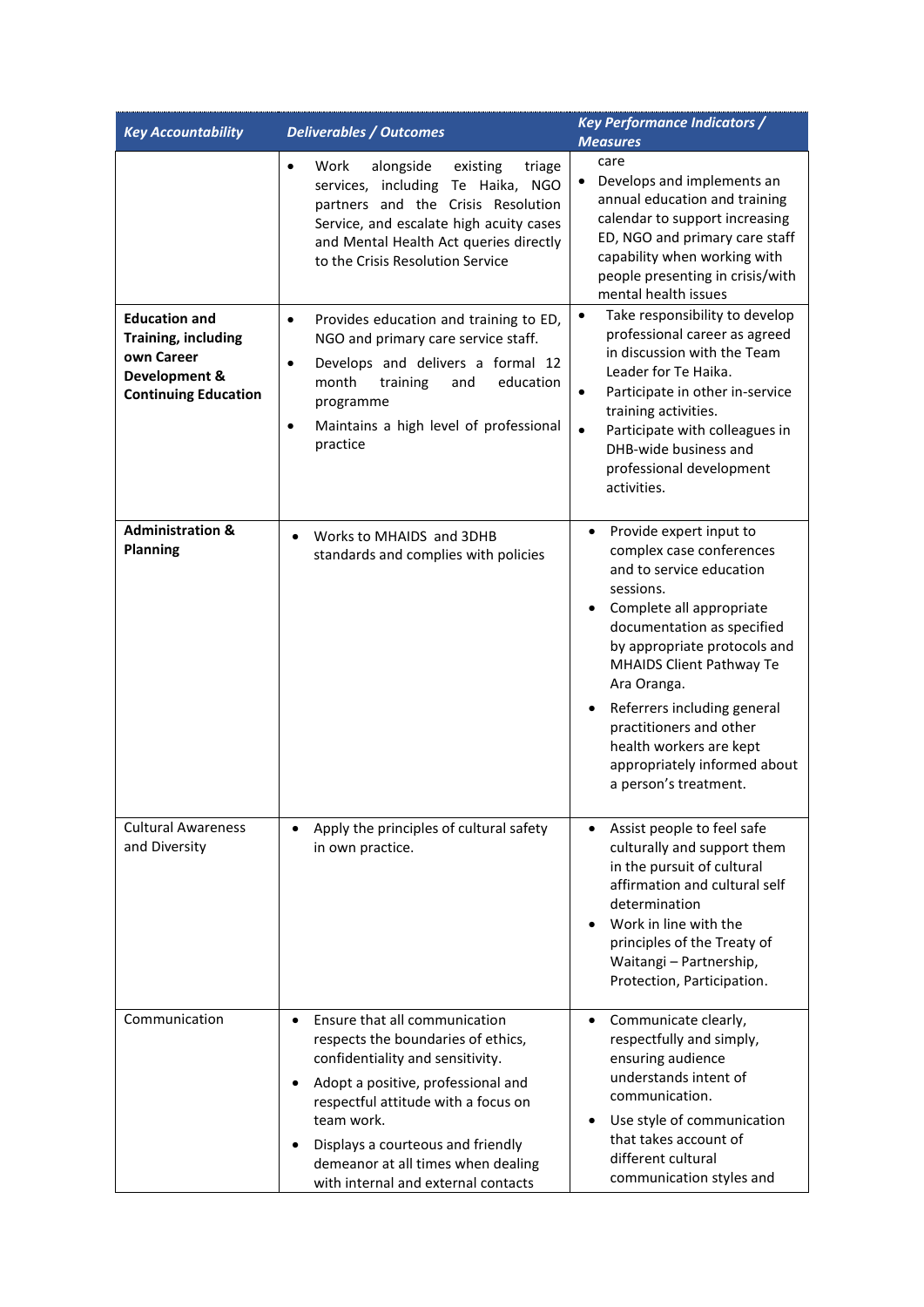| *Key Accountability* | *Deliverables / Outcomes* | *Key Performance Indicators / Measures* |
|---|---|---|
| | • Work alongside existing triage services, including Te Haika, NGO partners and the Crisis Resolution Service, and escalate high acuity cases and Mental Health Act queries directly to the Crisis Resolution Service | care<br>• Develops and implements an annual education and training calendar to support increasing ED, NGO and primary care staff capability when working with people presenting in crisis/with mental health issues |
| **Education and Training, including own Career Development & Continuing Education** | • Provides education and training to ED, NGO and primary care service staff.<br>• Develops and delivers a formal 12 month training and education programme<br>• Maintains a high level of professional practice | • Take responsibility to develop professional career as agreed in discussion with the Team Leader for Te Haika.<br>• Participate in other in-service training activities.<br>• Participate with colleagues in DHB-wide business and professional development activities. |
| **Administration & Planning** | • Works to MHAIDS and 3DHB standards and complies with policies | • Provide expert input to complex case conferences and to service education sessions.<br>• Complete all appropriate documentation as specified by appropriate protocols and MHAIDS Client Pathway Te Ara Oranga.<br>• Referrers including general practitioners and other health workers are kept appropriately informed about a person's treatment. |
| Cultural Awareness and Diversity | • Apply the principles of cultural safety in own practice. | • Assist people to feel safe culturally and support them in the pursuit of cultural affirmation and cultural self determination<br>• Work in line with the principles of the Treaty of Waitangi – Partnership, Protection, Participation. |
| Communication | • Ensure that all communication respects the boundaries of ethics, confidentiality and sensitivity.<br>• Adopt a positive, professional and respectful attitude with a focus on team work.<br>• Displays a courteous and friendly demeanor at all times when dealing with internal and external contacts | • Communicate clearly, respectfully and simply, ensuring audience understands intent of communication.<br>• Use style of communication that takes account of different cultural communication styles and |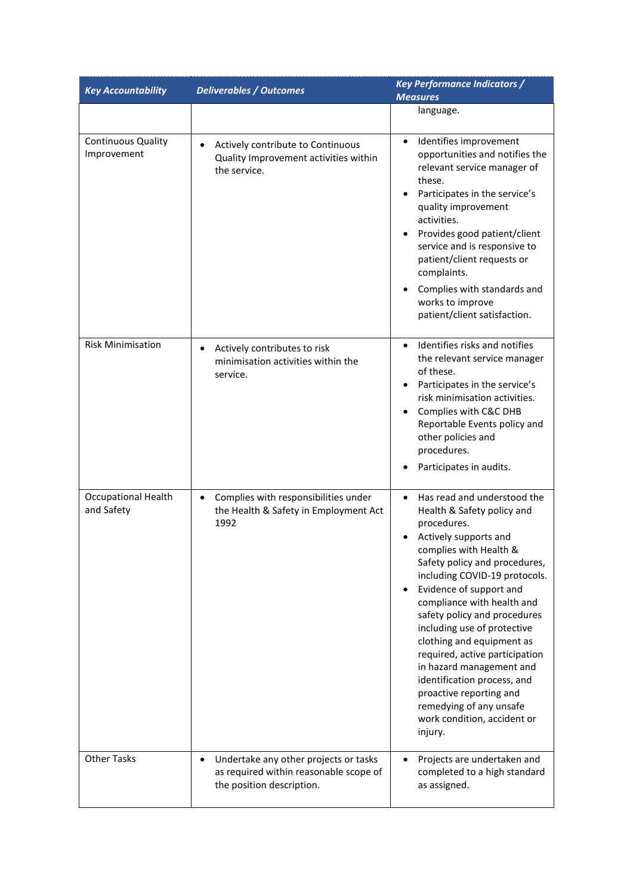| Key Accountability | Deliverables / Outcomes | Key Performance Indicators / Measures |
|---|---|---|
| | | language. |
| Continuous Quality Improvement | • Actively contribute to Continuous Quality Improvement activities within the service. | • Identifies improvement opportunities and notifies the relevant service manager of these.<br>• Participates in the service's quality improvement activities.<br>• Provides good patient/client service and is responsive to patient/client requests or complaints.<br>• Complies with standards and works to improve patient/client satisfaction. |
| Risk Minimisation | • Actively contributes to risk minimisation activities within the service. | • Identifies risks and notifies the relevant service manager of these.<br>• Participates in the service's risk minimisation activities.<br>• Complies with C&C DHB Reportable Events policy and other policies and procedures.<br>• Participates in audits. |
| Occupational Health and Safety | • Complies with responsibilities under the Health & Safety in Employment Act 1992 | • Has read and understood the Health & Safety policy and procedures.<br>• Actively supports and complies with Health & Safety policy and procedures, including COVID-19 protocols.<br>• Evidence of support and compliance with health and safety policy and procedures including use of protective clothing and equipment as required, active participation in hazard management and identification process, and proactive reporting and remedying of any unsafe work condition, accident or injury. |
| Other Tasks | • Undertake any other projects or tasks as required within reasonable scope of the position description. | • Projects are undertaken and completed to a high standard as assigned. |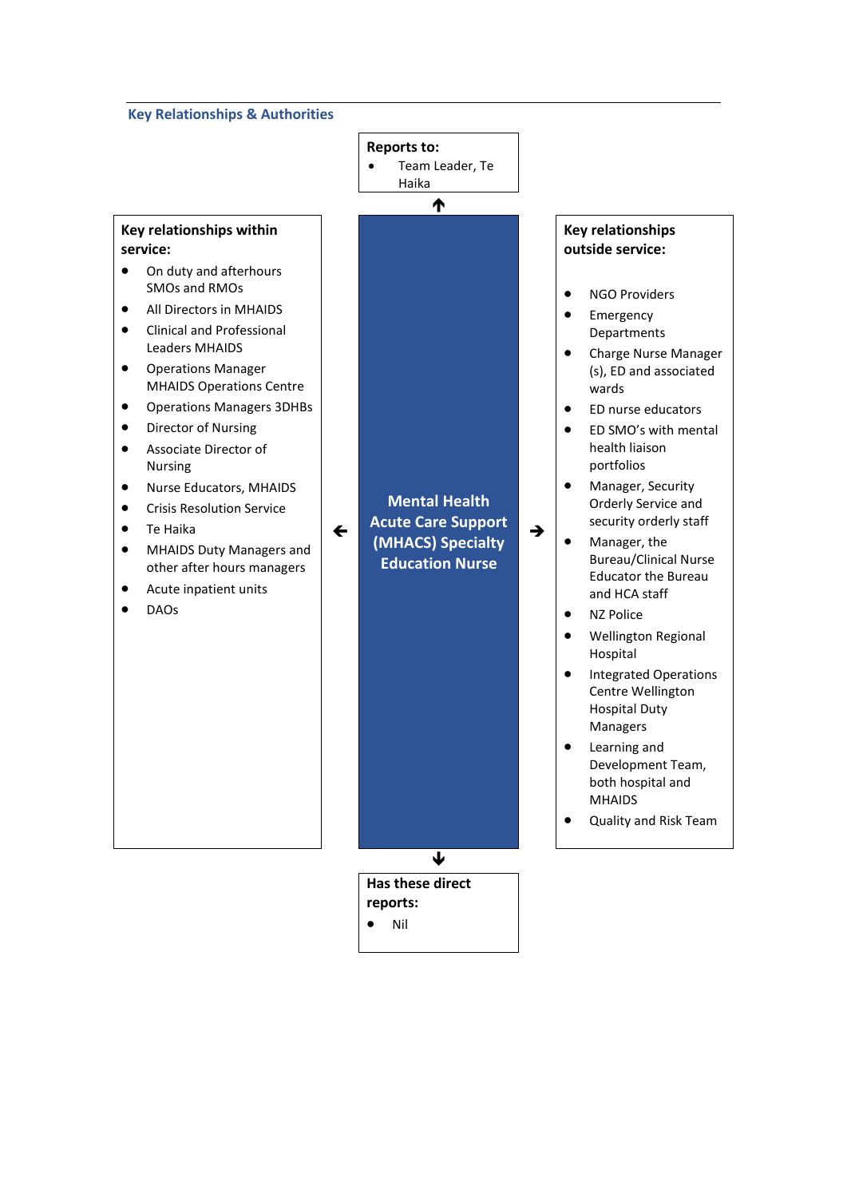## Key Relationships & Authorities

**Reports to:**

- Team Leader, Te Haika

**Mental Health Acute Care Support (MHACS) Specialty Education Nurse**

**Key relationships within service:**

- On duty and afterhours SMOs and RMOs
- All Directors in MHAIDS
- Clinical and Professional Leaders MHAIDS
- Operations Manager MHAIDS Operations Centre
- Operations Managers 3DHBs
- Director of Nursing
- Associate Director of Nursing
- Nurse Educators, MHAIDS
- Crisis Resolution Service
- Te Haika
- MHAIDS Duty Managers and other after hours managers
- Acute inpatient units
- DAOs

**Key relationships outside service:**

- NGO Providers
- Emergency Departments
- Charge Nurse Manager (s), ED and associated wards
- ED nurse educators
- ED SMO's with mental health liaison portfolios
- Manager, Security Orderly Service and security orderly staff
- Manager, the Bureau/Clinical Nurse Educator the Bureau and HCA staff
- NZ Police
- Wellington Regional Hospital
- Integrated Operations Centre Wellington Hospital Duty Managers
- Learning and Development Team, both hospital and MHAIDS
- Quality and Risk Team

**Has these direct reports:**

- Nil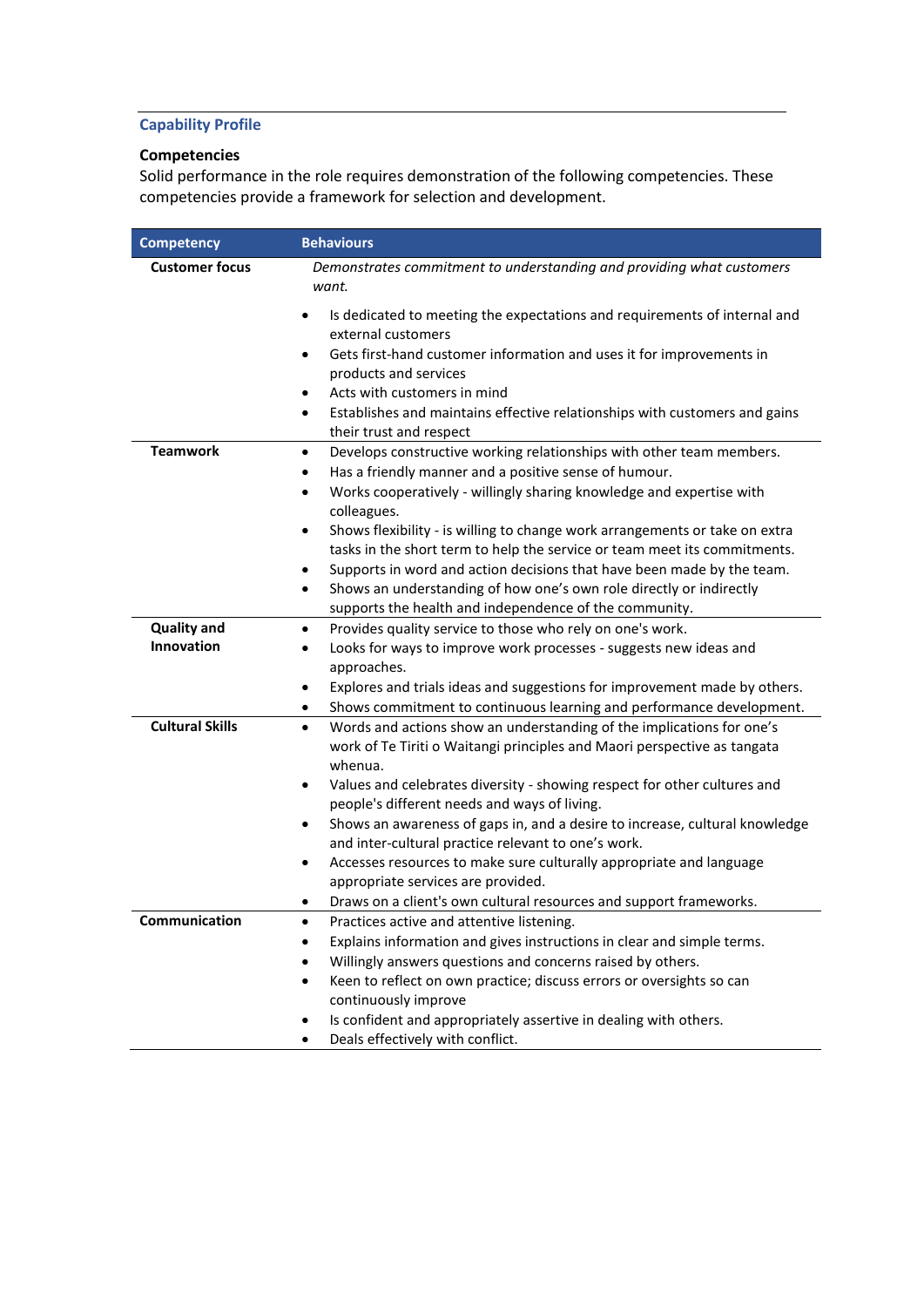## Capability Profile

### Competencies

Solid performance in the role requires demonstration of the following competencies. These competencies provide a framework for selection and development.

| Competency | Behaviours |
|---|---|
| **Customer focus** | *Demonstrates commitment to understanding and providing what customers want.*<br><br>• Is dedicated to meeting the expectations and requirements of internal and external customers<br>• Gets first-hand customer information and uses it for improvements in products and services<br>• Acts with customers in mind<br>• Establishes and maintains effective relationships with customers and gains their trust and respect |
| **Teamwork** | • Develops constructive working relationships with other team members.<br>• Has a friendly manner and a positive sense of humour.<br>• Works cooperatively - willingly sharing knowledge and expertise with colleagues.<br>• Shows flexibility - is willing to change work arrangements or take on extra tasks in the short term to help the service or team meet its commitments.<br>• Supports in word and action decisions that have been made by the team.<br>• Shows an understanding of how one's own role directly or indirectly supports the health and independence of the community. |
| **Quality and Innovation** | • Provides quality service to those who rely on one's work.<br>• Looks for ways to improve work processes - suggests new ideas and approaches.<br>• Explores and trials ideas and suggestions for improvement made by others.<br>• Shows commitment to continuous learning and performance development. |
| **Cultural Skills** | • Words and actions show an understanding of the implications for one's work of Te Tiriti o Waitangi principles and Maori perspective as tangata whenua.<br>• Values and celebrates diversity - showing respect for other cultures and people's different needs and ways of living.<br>• Shows an awareness of gaps in, and a desire to increase, cultural knowledge and inter-cultural practice relevant to one's work.<br>• Accesses resources to make sure culturally appropriate and language appropriate services are provided.<br>• Draws on a client's own cultural resources and support frameworks. |
| **Communication** | • Practices active and attentive listening.<br>• Explains information and gives instructions in clear and simple terms.<br>• Willingly answers questions and concerns raised by others.<br>• Keen to reflect on own practice; discuss errors or oversights so can continuously improve<br>• Is confident and appropriately assertive in dealing with others.<br>• Deals effectively with conflict. |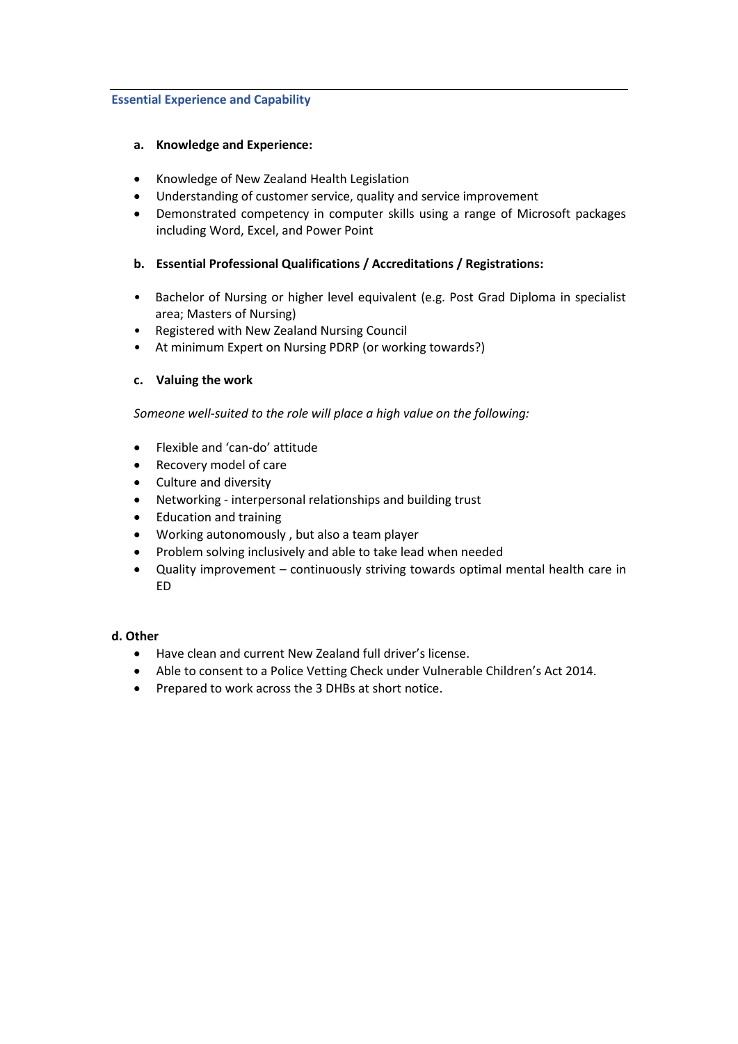## Essential Experience and Capability

**a. Knowledge and Experience:**

- Knowledge of New Zealand Health Legislation
- Understanding of customer service, quality and service improvement
- Demonstrated competency in computer skills using a range of Microsoft packages including Word, Excel, and Power Point

**b. Essential Professional Qualifications / Accreditations / Registrations:**

- Bachelor of Nursing or higher level equivalent (e.g. Post Grad Diploma in specialist area; Masters of Nursing)
- Registered with New Zealand Nursing Council
- At minimum Expert on Nursing PDRP (or working towards?)

**c. Valuing the work**

*Someone well-suited to the role will place a high value on the following:*

- Flexible and 'can-do' attitude
- Recovery model of care
- Culture and diversity
- Networking - interpersonal relationships and building trust
- Education and training
- Working autonomously , but also a team player
- Problem solving inclusively and able to take lead when needed
- Quality improvement – continuously striving towards optimal mental health care in ED

**d. Other**

- Have clean and current New Zealand full driver's license.
- Able to consent to a Police Vetting Check under Vulnerable Children's Act 2014.
- Prepared to work across the 3 DHBs at short notice.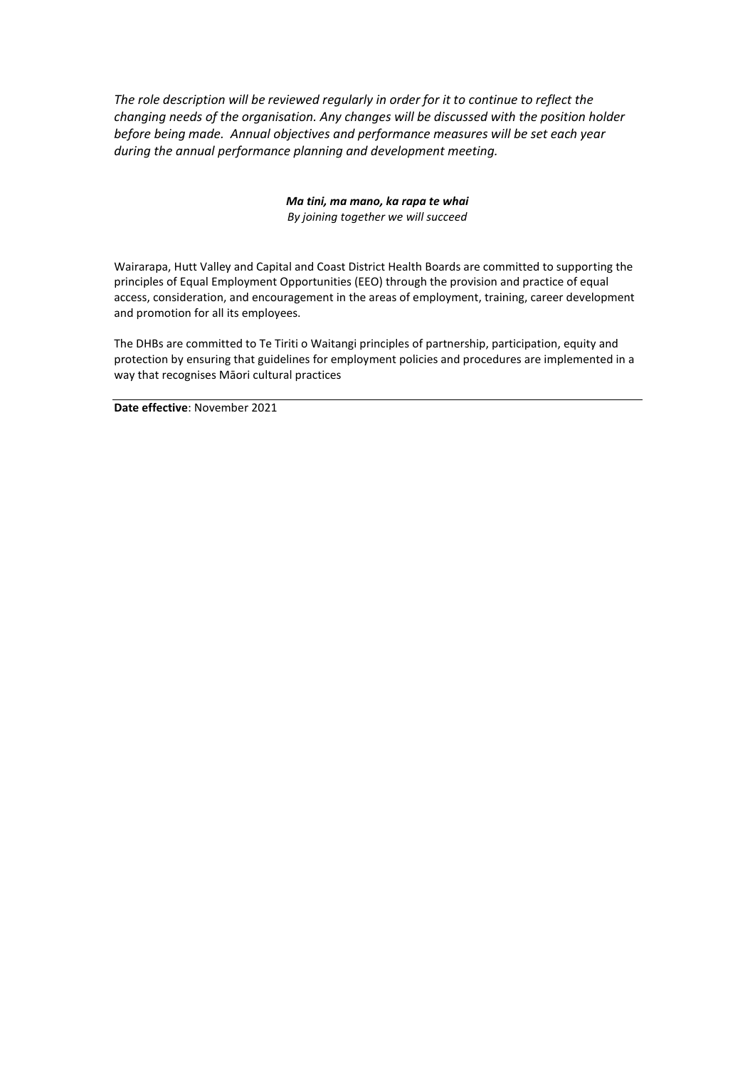*The role description will be reviewed regularly in order for it to continue to reflect the changing needs of the organisation. Any changes will be discussed with the position holder before being made. Annual objectives and performance measures will be set each year during the annual performance planning and development meeting.*

***Ma tini, ma mano, ka rapa te whai***
*By joining together we will succeed*

Wairarapa, Hutt Valley and Capital and Coast District Health Boards are committed to supporting the principles of Equal Employment Opportunities (EEO) through the provision and practice of equal access, consideration, and encouragement in the areas of employment, training, career development and promotion for all its employees.

The DHBs are committed to Te Tiriti o Waitangi principles of partnership, participation, equity and protection by ensuring that guidelines for employment policies and procedures are implemented in a way that recognises Māori cultural practices

---

**Date effective**: November 2021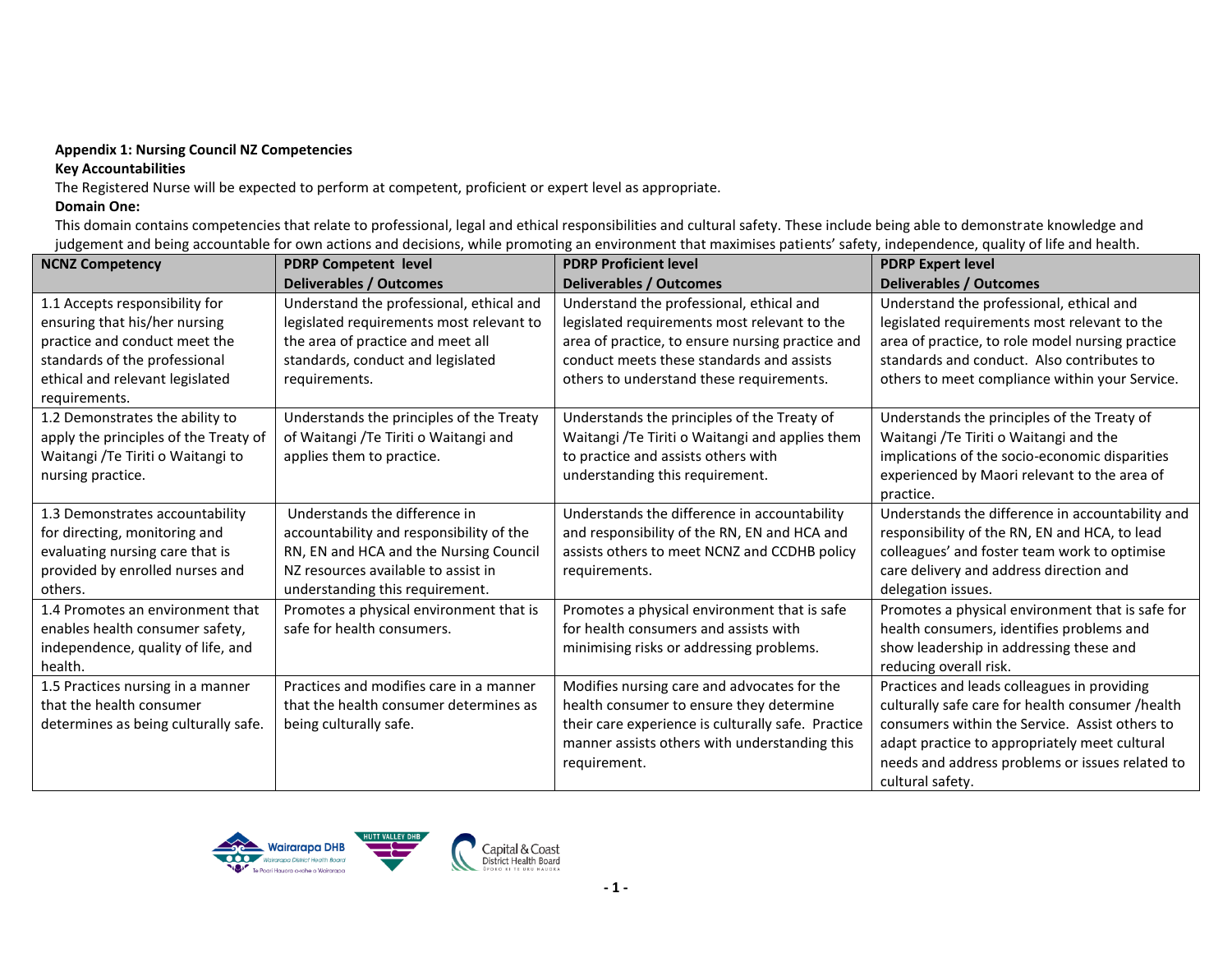**Appendix 1: Nursing Council NZ Competencies**

**Key Accountabilities**

The Registered Nurse will be expected to perform at competent, proficient or expert level as appropriate.

**Domain One:**

This domain contains competencies that relate to professional, legal and ethical responsibilities and cultural safety. These include being able to demonstrate knowledge and judgement and being accountable for own actions and decisions, while promoting an environment that maximises patients' safety, independence, quality of life and health.

| NCNZ Competency | PDRP Competent level Deliverables / Outcomes | PDRP Proficient level Deliverables / Outcomes | PDRP Expert level Deliverables / Outcomes |
|---|---|---|---|
| 1.1 Accepts responsibility for ensuring that his/her nursing practice and conduct meet the standards of the professional ethical and relevant legislated requirements. | Understand the professional, ethical and legislated requirements most relevant to the area of practice and meet all standards, conduct and legislated requirements. | Understand the professional, ethical and legislated requirements most relevant to the area of practice, to ensure nursing practice and conduct meets these standards and assists others to understand these requirements. | Understand the professional, ethical and legislated requirements most relevant to the area of practice, to role model nursing practice standards and conduct. Also contributes to others to meet compliance within your Service. |
| 1.2 Demonstrates the ability to apply the principles of the Treaty of Waitangi /Te Tiriti o Waitangi to nursing practice. | Understands the principles of the Treaty of Waitangi /Te Tiriti o Waitangi and applies them to practice. | Understands the principles of the Treaty of Waitangi /Te Tiriti o Waitangi and applies them to practice and assists others with understanding this requirement. | Understands the principles of the Treaty of Waitangi /Te Tiriti o Waitangi and the implications of the socio-economic disparities experienced by Maori relevant to the area of practice. |
| 1.3 Demonstrates accountability for directing, monitoring and evaluating nursing care that is provided by enrolled nurses and others. | Understands the difference in accountability and responsibility of the RN, EN and HCA and the Nursing Council NZ resources available to assist in understanding this requirement. | Understands the difference in accountability and responsibility of the RN, EN and HCA and assists others to meet NCNZ and CCDHB policy requirements. | Understands the difference in accountability and responsibility of the RN, EN and HCA, to lead colleagues' and foster team work to optimise care delivery and address direction and delegation issues. |
| 1.4 Promotes an environment that enables health consumer safety, independence, quality of life, and health. | Promotes a physical environment that is safe for health consumers. | Promotes a physical environment that is safe for health consumers and assists with minimising risks or addressing problems. | Promotes a physical environment that is safe for health consumers, identifies problems and show leadership in addressing these and reducing overall risk. |
| 1.5 Practices nursing in a manner that the health consumer determines as being culturally safe. | Practices and modifies care in a manner that the health consumer determines as being culturally safe. | Modifies nursing care and advocates for the health consumer to ensure they determine their care experience is culturally safe. Practice manner assists others with understanding this requirement. | Practices and leads colleagues in providing culturally safe care for health consumer /health consumers within the Service. Assist others to adapt practice to appropriately meet cultural needs and address problems or issues related to cultural safety. |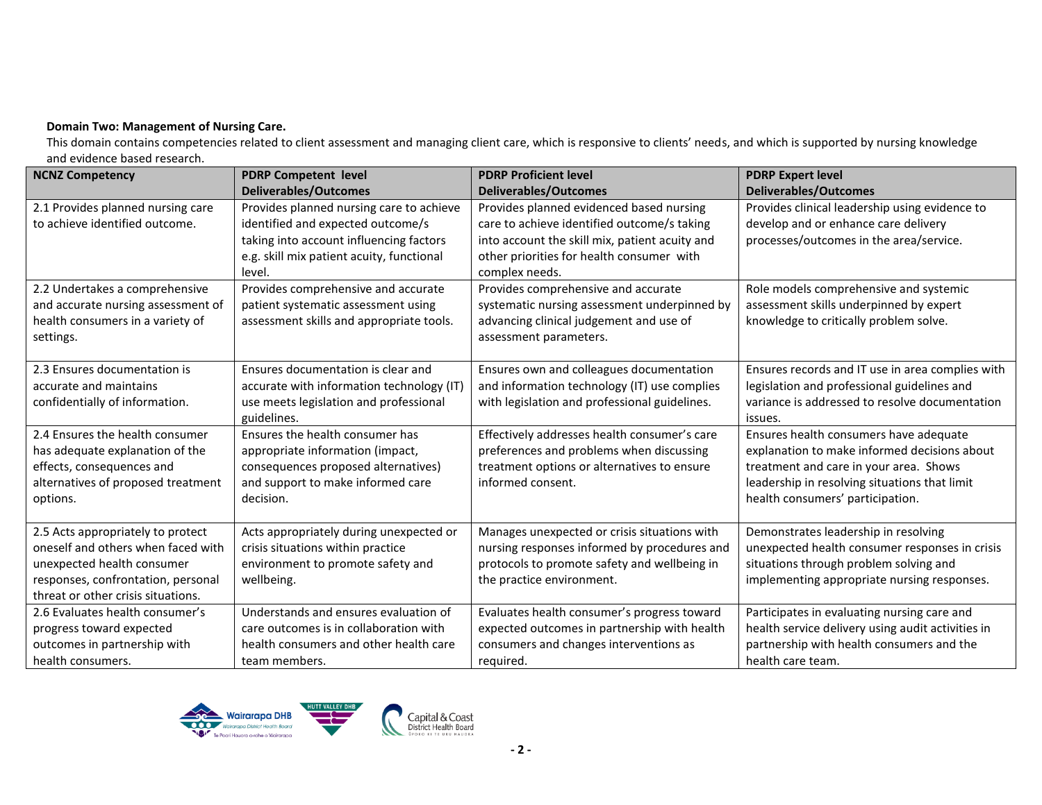**Domain Two: Management of Nursing Care.**

This domain contains competencies related to client assessment and managing client care, which is responsive to clients' needs, and which is supported by nursing knowledge and evidence based research.

| NCNZ Competency | PDRP Competent level Deliverables/Outcomes | PDRP Proficient level Deliverables/Outcomes | PDRP Expert level Deliverables/Outcomes |
|---|---|---|---|
| 2.1 Provides planned nursing care to achieve identified outcome. | Provides planned nursing care to achieve identified and expected outcome/s taking into account influencing factors e.g. skill mix patient acuity, functional level. | Provides planned evidenced based nursing care to achieve identified outcome/s taking into account the skill mix, patient acuity and other priorities for health consumer with complex needs. | Provides clinical leadership using evidence to develop and or enhance care delivery processes/outcomes in the area/service. |
| 2.2 Undertakes a comprehensive and accurate nursing assessment of health consumers in a variety of settings. | Provides comprehensive and accurate patient systematic assessment using assessment skills and appropriate tools. | Provides comprehensive and accurate systematic nursing assessment underpinned by advancing clinical judgement and use of assessment parameters. | Role models comprehensive and systemic assessment skills underpinned by expert knowledge to critically problem solve. |
| 2.3 Ensures documentation is accurate and maintains confidentially of information. | Ensures documentation is clear and accurate with information technology (IT) use meets legislation and professional guidelines. | Ensures own and colleagues documentation and information technology (IT) use complies with legislation and professional guidelines. | Ensures records and IT use in area complies with legislation and professional guidelines and variance is addressed to resolve documentation issues. |
| 2.4 Ensures the health consumer has adequate explanation of the effects, consequences and alternatives of proposed treatment options. | Ensures the health consumer has appropriate information (impact, consequences proposed alternatives) and support to make informed care decision. | Effectively addresses health consumer's care preferences and problems when discussing treatment options or alternatives to ensure informed consent. | Ensures health consumers have adequate explanation to make informed decisions about treatment and care in your area. Shows leadership in resolving situations that limit health consumers' participation. |
| 2.5 Acts appropriately to protect oneself and others when faced with unexpected health consumer responses, confrontation, personal threat or other crisis situations. | Acts appropriately during unexpected or crisis situations within practice environment to promote safety and wellbeing. | Manages unexpected or crisis situations with nursing responses informed by procedures and protocols to promote safety and wellbeing in the practice environment. | Demonstrates leadership in resolving unexpected health consumer responses in crisis situations through problem solving and implementing appropriate nursing responses. |
| 2.6 Evaluates health consumer's progress toward expected outcomes in partnership with health consumers. | Understands and ensures evaluation of care outcomes is in collaboration with health consumers and other health care team members. | Evaluates health consumer's progress toward expected outcomes in partnership with health consumers and changes interventions as required. | Participates in evaluating nursing care and health service delivery using audit activities in partnership with health consumers and the health care team. |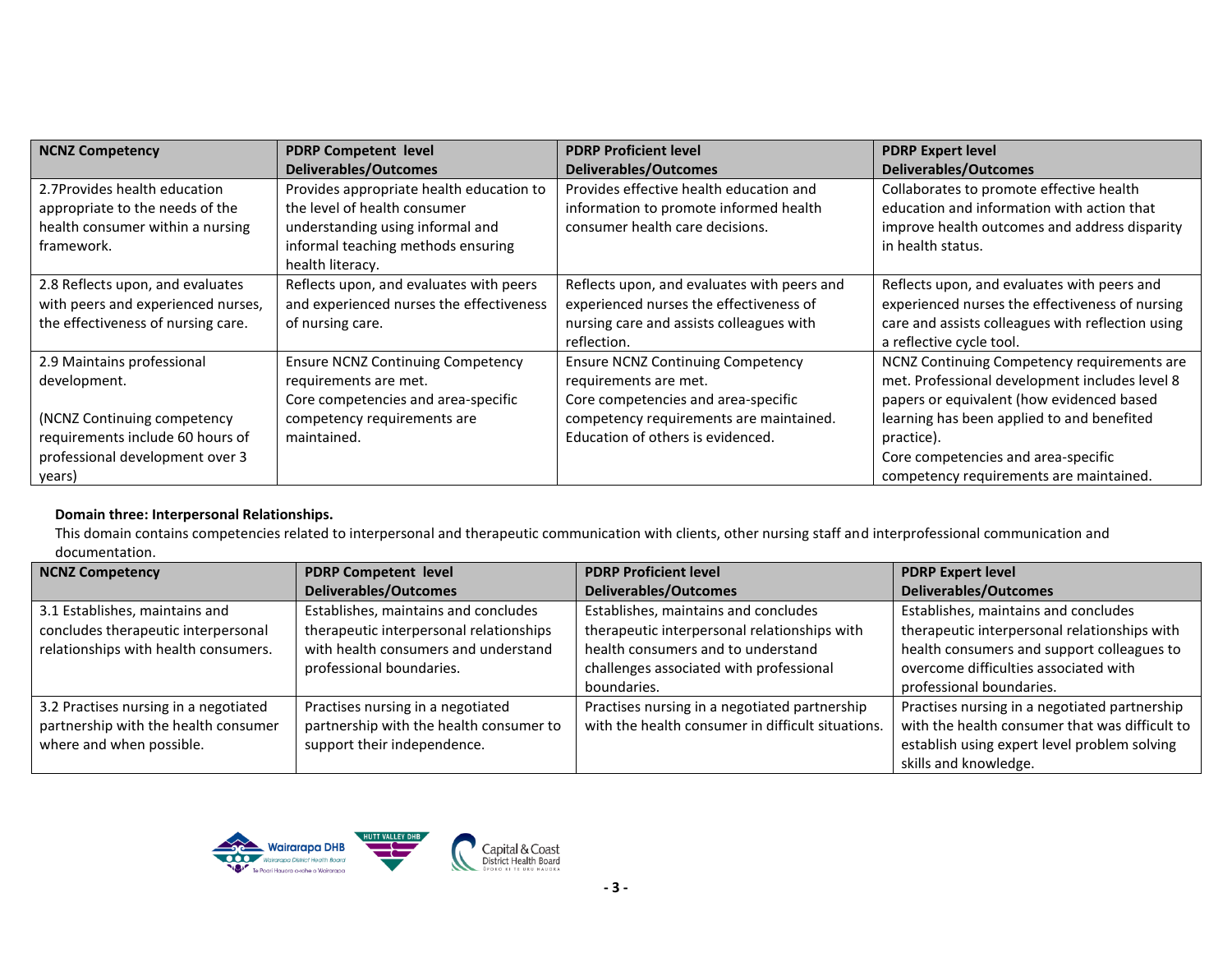| NCNZ Competency | PDRP Competent level Deliverables/Outcomes | PDRP Proficient level Deliverables/Outcomes | PDRP Expert level Deliverables/Outcomes |
|---|---|---|---|
| 2.7Provides health education appropriate to the needs of the health consumer within a nursing framework. | Provides appropriate health education to the level of health consumer understanding using informal and informal teaching methods ensuring health literacy. | Provides effective health education and information to promote informed health consumer health care decisions. | Collaborates to promote effective health education and information with action that improve health outcomes and address disparity in health status. |
| 2.8 Reflects upon, and evaluates with peers and experienced nurses, the effectiveness of nursing care. | Reflects upon, and evaluates with peers and experienced nurses the effectiveness of nursing care. | Reflects upon, and evaluates with peers and experienced nurses the effectiveness of nursing care and assists colleagues with reflection. | Reflects upon, and evaluates with peers and experienced nurses the effectiveness of nursing care and assists colleagues with reflection using a reflective cycle tool. |
| 2.9 Maintains professional development.<br><br>(NCNZ Continuing competency requirements include 60 hours of professional development over 3 years) | Ensure NCNZ Continuing Competency requirements are met.<br>Core competencies and area-specific competency requirements are maintained. | Ensure NCNZ Continuing Competency requirements are met.<br>Core competencies and area-specific competency requirements are maintained.<br>Education of others is evidenced. | NCNZ Continuing Competency requirements are met. Professional development includes level 8 papers or equivalent (how evidenced based learning has been applied to and benefited practice).<br>Core competencies and area-specific competency requirements are maintained. |

**Domain three: Interpersonal Relationships.**

This domain contains competencies related to interpersonal and therapeutic communication with clients, other nursing staff and interprofessional communication and documentation.

| NCNZ Competency | PDRP Competent level Deliverables/Outcomes | PDRP Proficient level Deliverables/Outcomes | PDRP Expert level Deliverables/Outcomes |
|---|---|---|---|
| 3.1 Establishes, maintains and concludes therapeutic interpersonal relationships with health consumers. | Establishes, maintains and concludes therapeutic interpersonal relationships with health consumers and understand professional boundaries. | Establishes, maintains and concludes therapeutic interpersonal relationships with health consumers and to understand challenges associated with professional boundaries. | Establishes, maintains and concludes therapeutic interpersonal relationships with health consumers and support colleagues to overcome difficulties associated with professional boundaries. |
| 3.2 Practises nursing in a negotiated partnership with the health consumer where and when possible. | Practises nursing in a negotiated partnership with the health consumer to support their independence. | Practises nursing in a negotiated partnership with the health consumer in difficult situations. | Practises nursing in a negotiated partnership with the health consumer that was difficult to establish using expert level problem solving skills and knowledge. |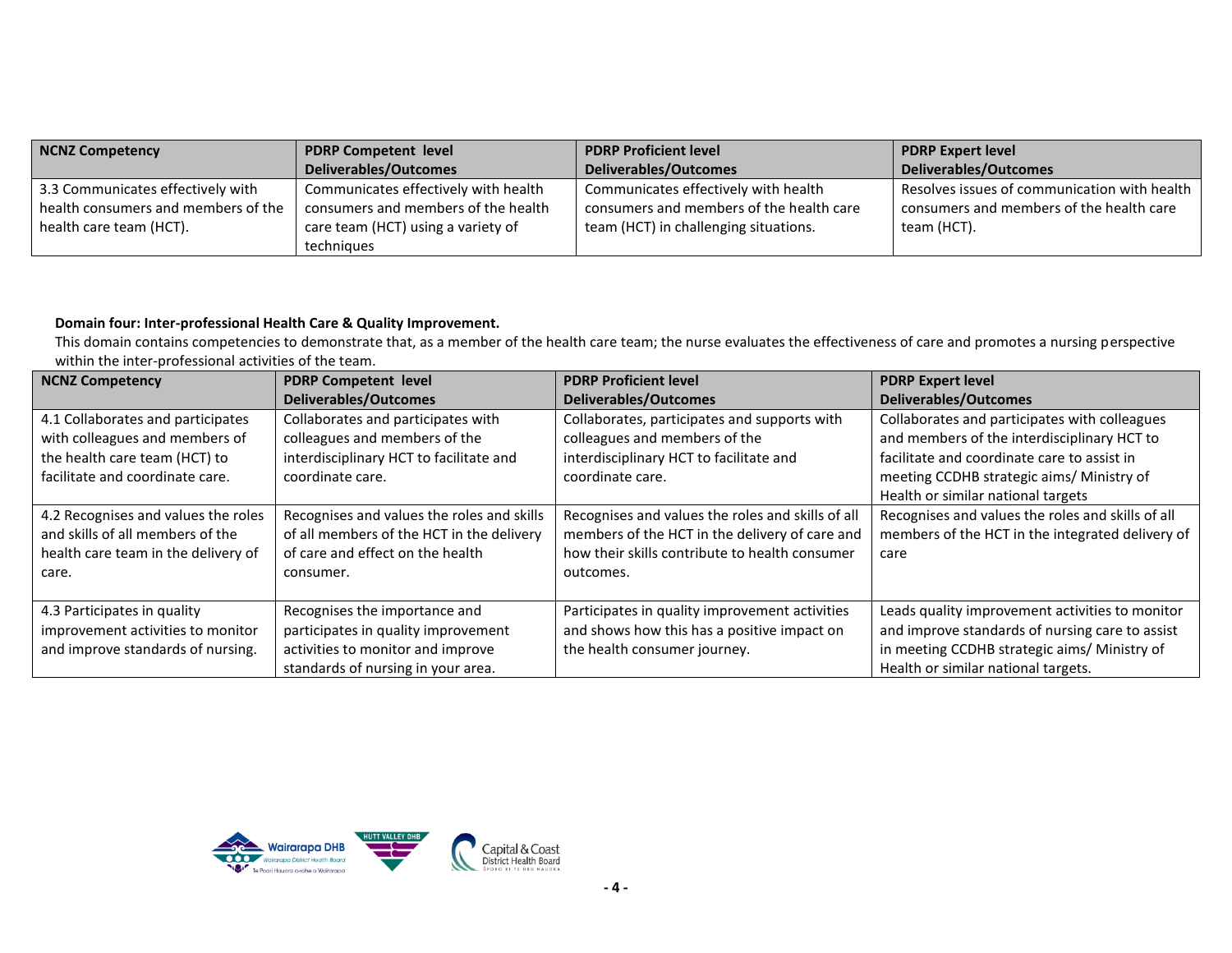| NCNZ Competency | PDRP Competent level Deliverables/Outcomes | PDRP Proficient level Deliverables/Outcomes | PDRP Expert level Deliverables/Outcomes |
|---|---|---|---|
| 3.3 Communicates effectively with health consumers and members of the health care team (HCT). | Communicates effectively with health consumers and members of the health care team (HCT) using a variety of techniques | Communicates effectively with health consumers and members of the health care team (HCT) in challenging situations. | Resolves issues of communication with health consumers and members of the health care team (HCT). |

**Domain four: Inter-professional Health Care & Quality Improvement.**

This domain contains competencies to demonstrate that, as a member of the health care team; the nurse evaluates the effectiveness of care and promotes a nursing perspective within the inter-professional activities of the team.

| NCNZ Competency | PDRP Competent level Deliverables/Outcomes | PDRP Proficient level Deliverables/Outcomes | PDRP Expert level Deliverables/Outcomes |
|---|---|---|---|
| 4.1 Collaborates and participates with colleagues and members of the health care team (HCT) to facilitate and coordinate care. | Collaborates and participates with colleagues and members of the interdisciplinary HCT to facilitate and coordinate care. | Collaborates, participates and supports with colleagues and members of the interdisciplinary HCT to facilitate and coordinate care. | Collaborates and participates with colleagues and members of the interdisciplinary HCT to facilitate and coordinate care to assist in meeting CCDHB strategic aims/ Ministry of Health or similar national targets |
| 4.2 Recognises and values the roles and skills of all members of the health care team in the delivery of care. | Recognises and values the roles and skills of all members of the HCT in the delivery of care and effect on the health consumer. | Recognises and values the roles and skills of all members of the HCT in the delivery of care and how their skills contribute to health consumer outcomes. | Recognises and values the roles and skills of all members of the HCT in the integrated delivery of care |
| 4.3 Participates in quality improvement activities to monitor and improve standards of nursing. | Recognises the importance and participates in quality improvement activities to monitor and improve standards of nursing in your area. | Participates in quality improvement activities and shows how this has a positive impact on the health consumer journey. | Leads quality improvement activities to monitor and improve standards of nursing care to assist in meeting CCDHB strategic aims/ Ministry of Health or similar national targets. |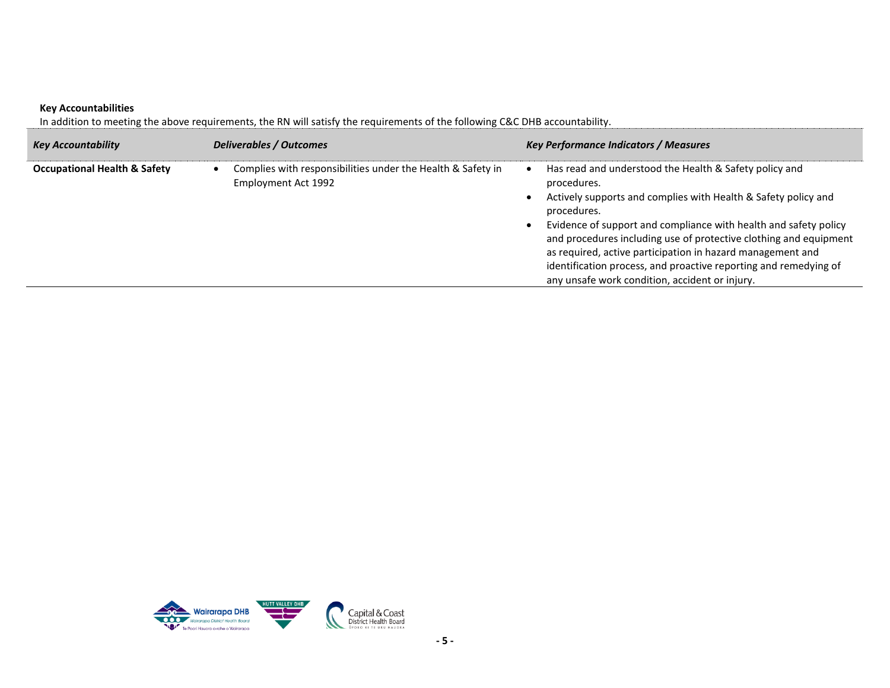**Key Accountabilities**

In addition to meeting the above requirements, the RN will satisfy the requirements of the following C&C DHB accountability.

| *Key Accountability* | *Deliverables / Outcomes* | *Key Performance Indicators / Measures* |
|---|---|---|
| **Occupational Health & Safety** | • Complies with responsibilities under the Health & Safety in Employment Act 1992 | • Has read and understood the Health & Safety policy and procedures.<br>• Actively supports and complies with Health & Safety policy and procedures.<br>• Evidence of support and compliance with health and safety policy and procedures including use of protective clothing and equipment as required, active participation in hazard management and identification process, and proactive reporting and remedying of any unsafe work condition, accident or injury. |